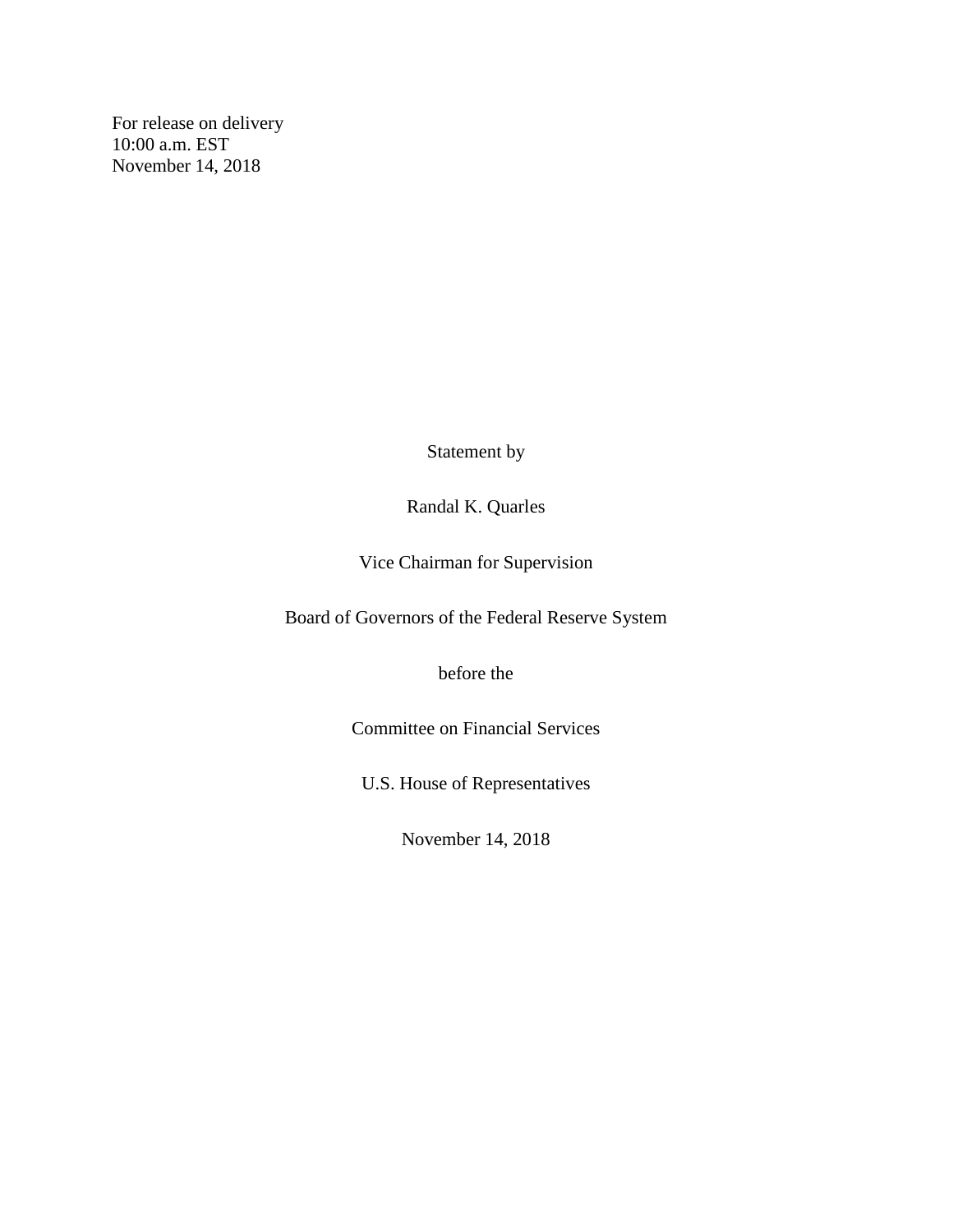For release on delivery
10:00 a.m. EST
November 14, 2018

Statement by

Randal K. Quarles

Vice Chairman for Supervision

Board of Governors of the Federal Reserve System

before the

Committee on Financial Services

U.S. House of Representatives

November 14, 2018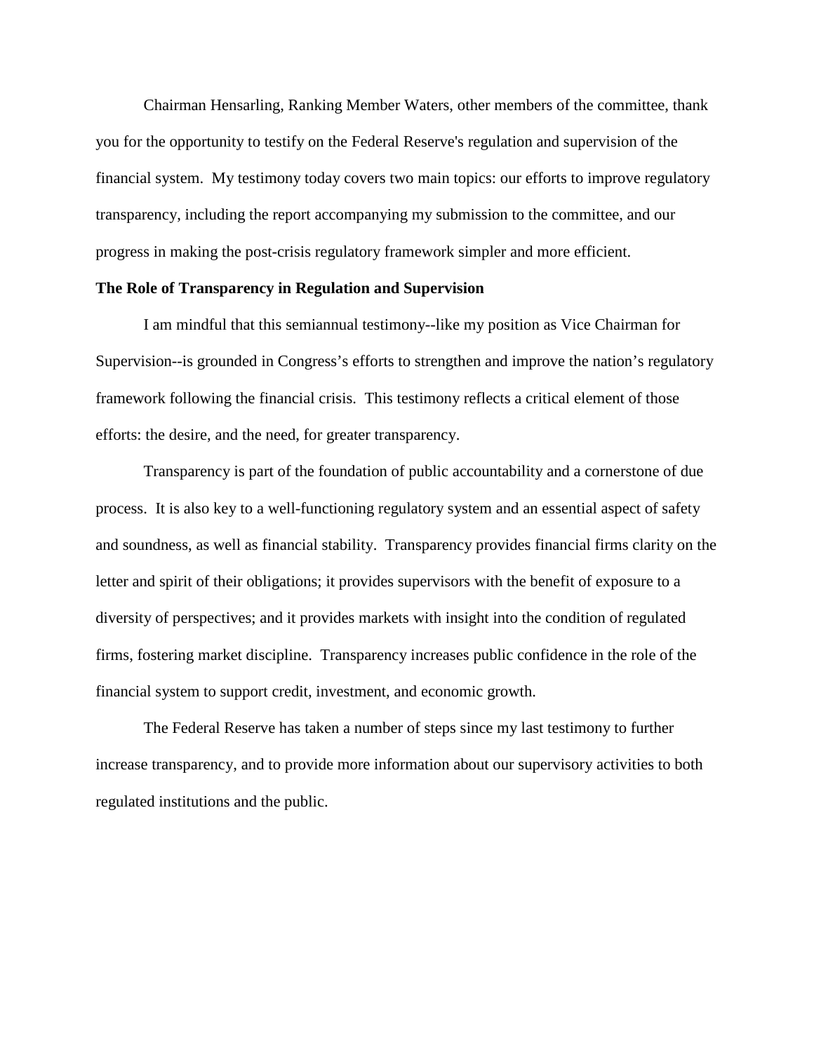Chairman Hensarling, Ranking Member Waters, other members of the committee, thank you for the opportunity to testify on the Federal Reserve's regulation and supervision of the financial system. My testimony today covers two main topics: our efforts to improve regulatory transparency, including the report accompanying my submission to the committee, and our progress in making the post-crisis regulatory framework simpler and more efficient.

**The Role of Transparency in Regulation and Supervision**

I am mindful that this semiannual testimony--like my position as Vice Chairman for Supervision--is grounded in Congress's efforts to strengthen and improve the nation's regulatory framework following the financial crisis. This testimony reflects a critical element of those efforts: the desire, and the need, for greater transparency.

Transparency is part of the foundation of public accountability and a cornerstone of due process. It is also key to a well-functioning regulatory system and an essential aspect of safety and soundness, as well as financial stability. Transparency provides financial firms clarity on the letter and spirit of their obligations; it provides supervisors with the benefit of exposure to a diversity of perspectives; and it provides markets with insight into the condition of regulated firms, fostering market discipline. Transparency increases public confidence in the role of the financial system to support credit, investment, and economic growth.

The Federal Reserve has taken a number of steps since my last testimony to further increase transparency, and to provide more information about our supervisory activities to both regulated institutions and the public.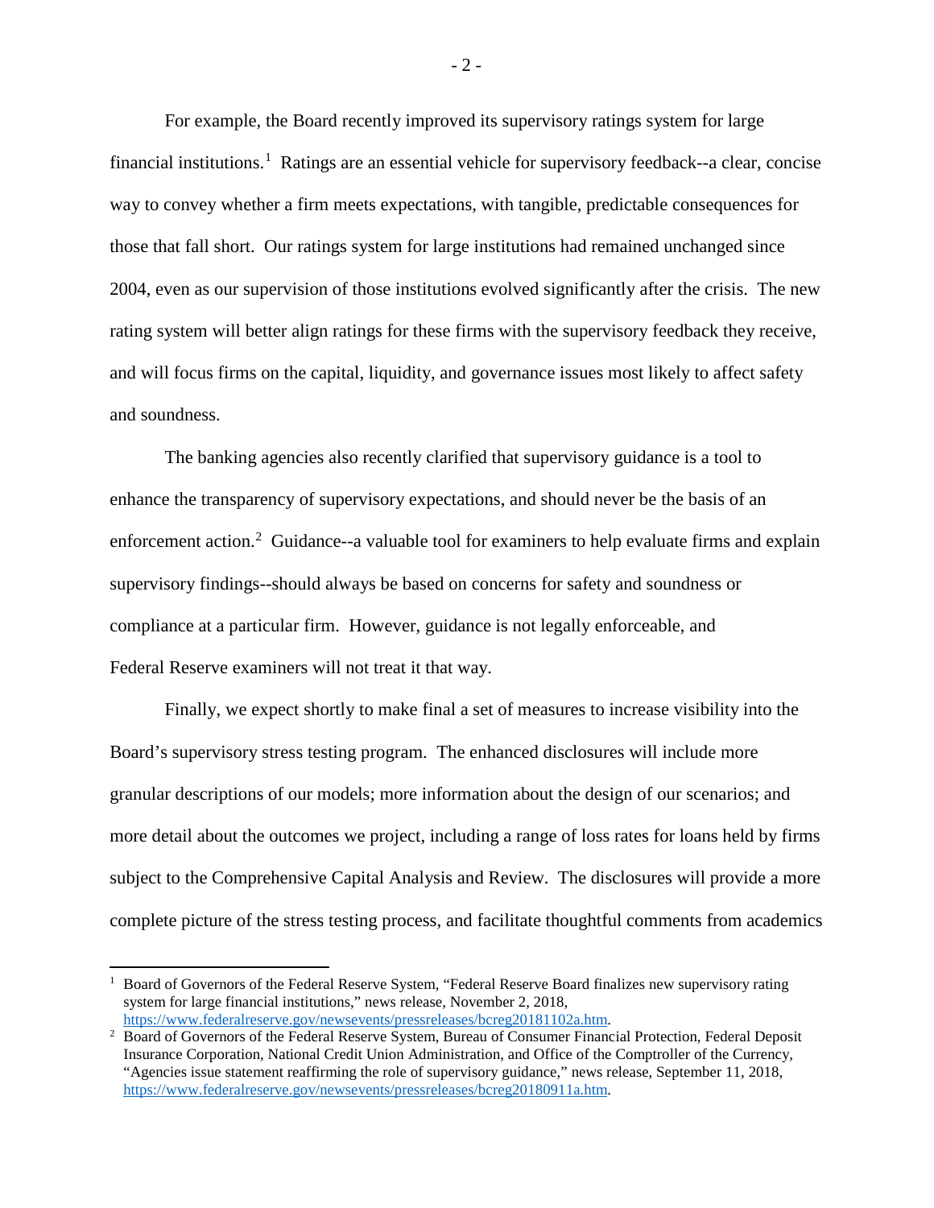For example, the Board recently improved its supervisory ratings system for large financial institutions.[1] Ratings are an essential vehicle for supervisory feedback--a clear, concise way to convey whether a firm meets expectations, with tangible, predictable consequences for those that fall short. Our ratings system for large institutions had remained unchanged since 2004, even as our supervision of those institutions evolved significantly after the crisis. The new rating system will better align ratings for these firms with the supervisory feedback they receive, and will focus firms on the capital, liquidity, and governance issues most likely to affect safety and soundness.

The banking agencies also recently clarified that supervisory guidance is a tool to enhance the transparency of supervisory expectations, and should never be the basis of an enforcement action.[2] Guidance--a valuable tool for examiners to help evaluate firms and explain supervisory findings--should always be based on concerns for safety and soundness or compliance at a particular firm. However, guidance is not legally enforceable, and Federal Reserve examiners will not treat it that way.

Finally, we expect shortly to make final a set of measures to increase visibility into the Board's supervisory stress testing program. The enhanced disclosures will include more granular descriptions of our models; more information about the design of our scenarios; and more detail about the outcomes we project, including a range of loss rates for loans held by firms subject to the Comprehensive Capital Analysis and Review. The disclosures will provide a more complete picture of the stress testing process, and facilitate thoughtful comments from academics

---

[1] Board of Governors of the Federal Reserve System, "Federal Reserve Board finalizes new supervisory rating system for large financial institutions," news release, November 2, 2018, https://www.federalreserve.gov/newsevents/pressreleases/bcreg20181102a.htm.

[2] Board of Governors of the Federal Reserve System, Bureau of Consumer Financial Protection, Federal Deposit Insurance Corporation, National Credit Union Administration, and Office of the Comptroller of the Currency, "Agencies issue statement reaffirming the role of supervisory guidance," news release, September 11, 2018, https://www.federalreserve.gov/newsevents/pressreleases/bcreg20180911a.htm.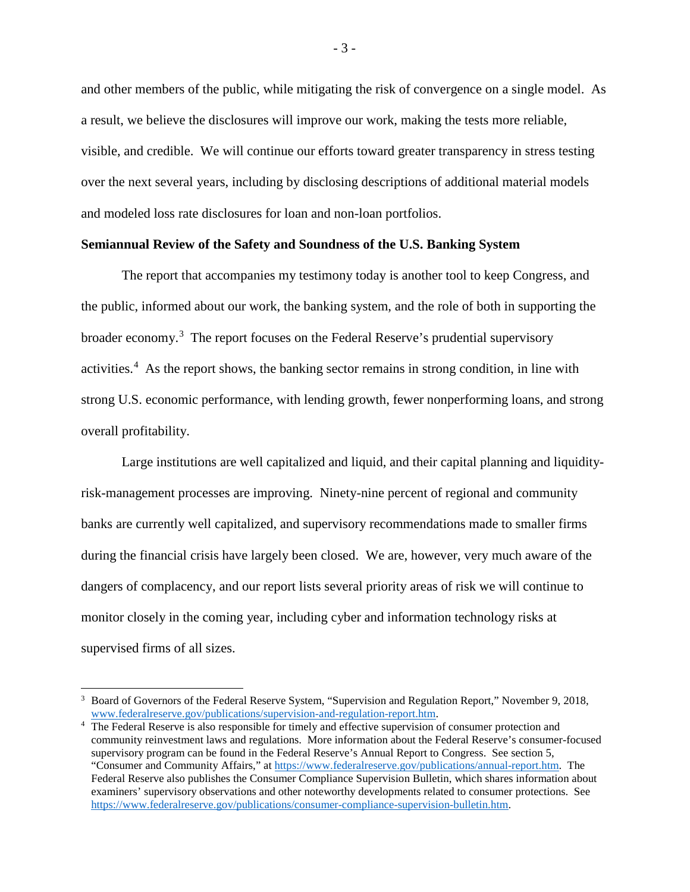and other members of the public, while mitigating the risk of convergence on a single model. As a result, we believe the disclosures will improve our work, making the tests more reliable, visible, and credible. We will continue our efforts toward greater transparency in stress testing over the next several years, including by disclosing descriptions of additional material models and modeled loss rate disclosures for loan and non-loan portfolios.

**Semiannual Review of the Safety and Soundness of the U.S. Banking System**

The report that accompanies my testimony today is another tool to keep Congress, and the public, informed about our work, the banking system, and the role of both in supporting the broader economy.[3] The report focuses on the Federal Reserve's prudential supervisory activities.[4] As the report shows, the banking sector remains in strong condition, in line with strong U.S. economic performance, with lending growth, fewer nonperforming loans, and strong overall profitability.

Large institutions are well capitalized and liquid, and their capital planning and liquidity-risk-management processes are improving. Ninety-nine percent of regional and community banks are currently well capitalized, and supervisory recommendations made to smaller firms during the financial crisis have largely been closed. We are, however, very much aware of the dangers of complacency, and our report lists several priority areas of risk we will continue to monitor closely in the coming year, including cyber and information technology risks at supervised firms of all sizes.

---

[3] Board of Governors of the Federal Reserve System, "Supervision and Regulation Report," November 9, 2018, www.federalreserve.gov/publications/supervision-and-regulation-report.htm.

[4] The Federal Reserve is also responsible for timely and effective supervision of consumer protection and community reinvestment laws and regulations. More information about the Federal Reserve's consumer-focused supervisory program can be found in the Federal Reserve's Annual Report to Congress. See section 5, "Consumer and Community Affairs," at https://www.federalreserve.gov/publications/annual-report.htm. The Federal Reserve also publishes the Consumer Compliance Supervision Bulletin, which shares information about examiners' supervisory observations and other noteworthy developments related to consumer protections. See https://www.federalreserve.gov/publications/consumer-compliance-supervision-bulletin.htm.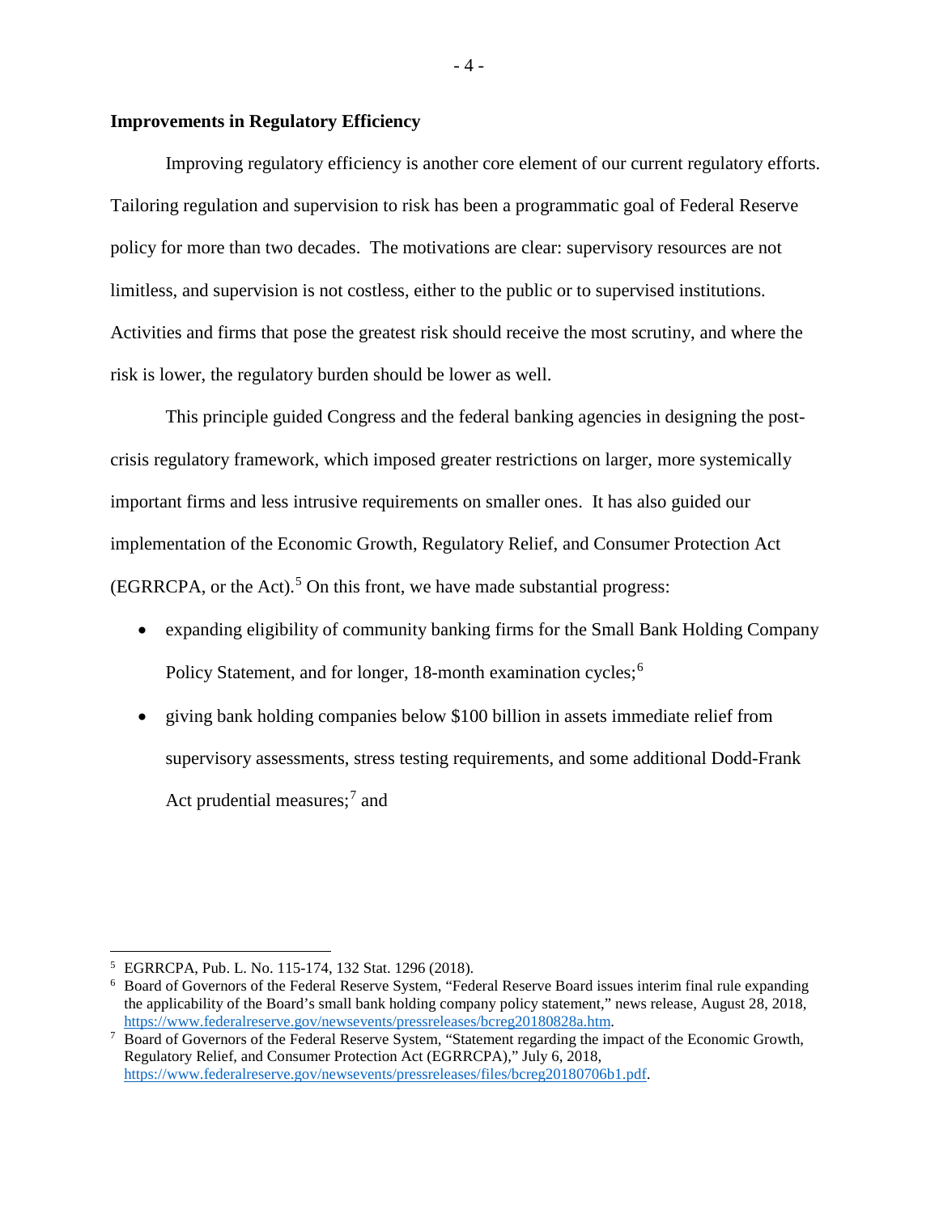## Improvements in Regulatory Efficiency

Improving regulatory efficiency is another core element of our current regulatory efforts. Tailoring regulation and supervision to risk has been a programmatic goal of Federal Reserve policy for more than two decades. The motivations are clear: supervisory resources are not limitless, and supervision is not costless, either to the public or to supervised institutions. Activities and firms that pose the greatest risk should receive the most scrutiny, and where the risk is lower, the regulatory burden should be lower as well.

This principle guided Congress and the federal banking agencies in designing the post-crisis regulatory framework, which imposed greater restrictions on larger, more systemically important firms and less intrusive requirements on smaller ones. It has also guided our implementation of the Economic Growth, Regulatory Relief, and Consumer Protection Act (EGRRCPA, or the Act).[5] On this front, we have made substantial progress:

- expanding eligibility of community banking firms for the Small Bank Holding Company Policy Statement, and for longer, 18-month examination cycles;[6]
- giving bank holding companies below $100 billion in assets immediate relief from supervisory assessments, stress testing requirements, and some additional Dodd-Frank Act prudential measures;[7] and

---

[5] EGRRCPA, Pub. L. No. 115-174, 132 Stat. 1296 (2018).

[6] Board of Governors of the Federal Reserve System, "Federal Reserve Board issues interim final rule expanding the applicability of the Board's small bank holding company policy statement," news release, August 28, 2018, https://www.federalreserve.gov/newsevents/pressreleases/bcreg20180828a.htm.

[7] Board of Governors of the Federal Reserve System, "Statement regarding the impact of the Economic Growth, Regulatory Relief, and Consumer Protection Act (EGRRCPA)," July 6, 2018, https://www.federalreserve.gov/newsevents/pressreleases/files/bcreg20180706b1.pdf.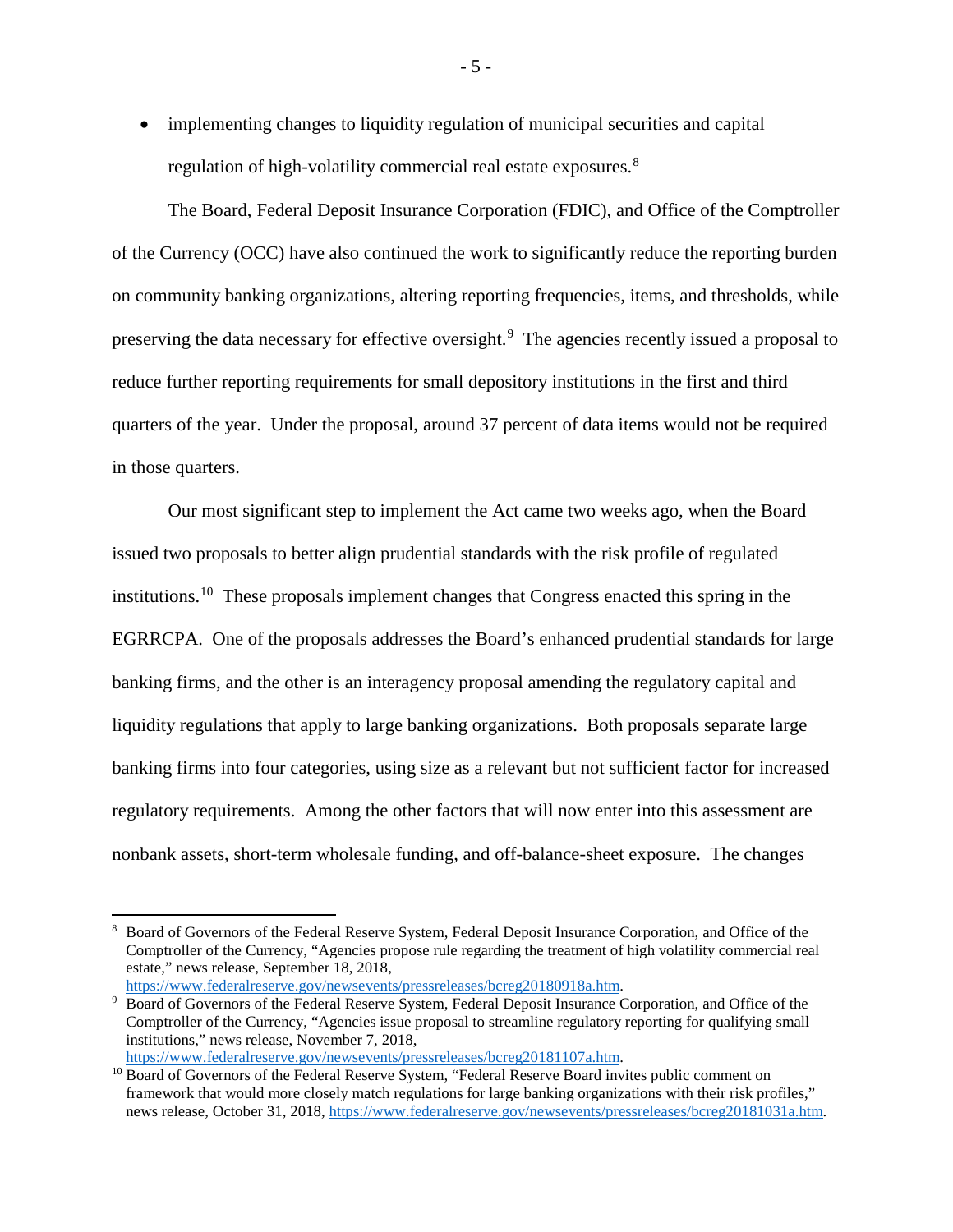- implementing changes to liquidity regulation of municipal securities and capital regulation of high-volatility commercial real estate exposures.[8]

The Board, Federal Deposit Insurance Corporation (FDIC), and Office of the Comptroller of the Currency (OCC) have also continued the work to significantly reduce the reporting burden on community banking organizations, altering reporting frequencies, items, and thresholds, while preserving the data necessary for effective oversight.[9] The agencies recently issued a proposal to reduce further reporting requirements for small depository institutions in the first and third quarters of the year. Under the proposal, around 37 percent of data items would not be required in those quarters.

Our most significant step to implement the Act came two weeks ago, when the Board issued two proposals to better align prudential standards with the risk profile of regulated institutions.[10] These proposals implement changes that Congress enacted this spring in the EGRRCPA. One of the proposals addresses the Board's enhanced prudential standards for large banking firms, and the other is an interagency proposal amending the regulatory capital and liquidity regulations that apply to large banking organizations. Both proposals separate large banking firms into four categories, using size as a relevant but not sufficient factor for increased regulatory requirements. Among the other factors that will now enter into this assessment are nonbank assets, short-term wholesale funding, and off-balance-sheet exposure. The changes

---

[8] Board of Governors of the Federal Reserve System, Federal Deposit Insurance Corporation, and Office of the Comptroller of the Currency, "Agencies propose rule regarding the treatment of high volatility commercial real estate," news release, September 18, 2018, https://www.federalreserve.gov/newsevents/pressreleases/bcreg20180918a.htm.

[9] Board of Governors of the Federal Reserve System, Federal Deposit Insurance Corporation, and Office of the Comptroller of the Currency, "Agencies issue proposal to streamline regulatory reporting for qualifying small institutions," news release, November 7, 2018, https://www.federalreserve.gov/newsevents/pressreleases/bcreg20181107a.htm.

[10] Board of Governors of the Federal Reserve System, "Federal Reserve Board invites public comment on framework that would more closely match regulations for large banking organizations with their risk profiles," news release, October 31, 2018, https://www.federalreserve.gov/newsevents/pressreleases/bcreg20181031a.htm.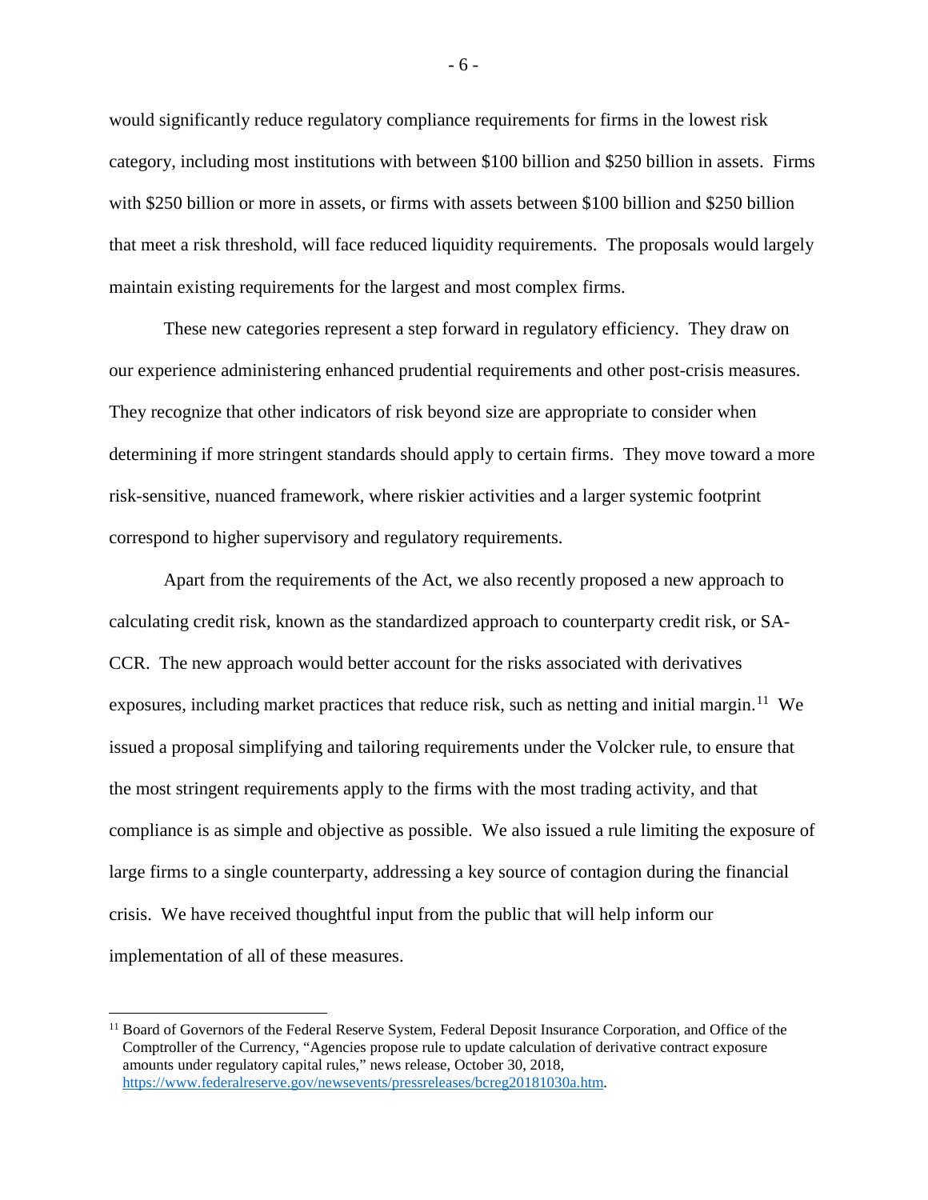would significantly reduce regulatory compliance requirements for firms in the lowest risk category, including most institutions with between \$100 billion and \$250 billion in assets. Firms with \$250 billion or more in assets, or firms with assets between \$100 billion and \$250 billion that meet a risk threshold, will face reduced liquidity requirements. The proposals would largely maintain existing requirements for the largest and most complex firms.

These new categories represent a step forward in regulatory efficiency. They draw on our experience administering enhanced prudential requirements and other post-crisis measures. They recognize that other indicators of risk beyond size are appropriate to consider when determining if more stringent standards should apply to certain firms. They move toward a more risk-sensitive, nuanced framework, where riskier activities and a larger systemic footprint correspond to higher supervisory and regulatory requirements.

Apart from the requirements of the Act, we also recently proposed a new approach to calculating credit risk, known as the standardized approach to counterparty credit risk, or SA-CCR. The new approach would better account for the risks associated with derivatives exposures, including market practices that reduce risk, such as netting and initial margin.[11] We issued a proposal simplifying and tailoring requirements under the Volcker rule, to ensure that the most stringent requirements apply to the firms with the most trading activity, and that compliance is as simple and objective as possible. We also issued a rule limiting the exposure of large firms to a single counterparty, addressing a key source of contagion during the financial crisis. We have received thoughtful input from the public that will help inform our implementation of all of these measures.

---

[11] Board of Governors of the Federal Reserve System, Federal Deposit Insurance Corporation, and Office of the Comptroller of the Currency, "Agencies propose rule to update calculation of derivative contract exposure amounts under regulatory capital rules," news release, October 30, 2018, https://www.federalreserve.gov/newsevents/pressreleases/bcreg20181030a.htm.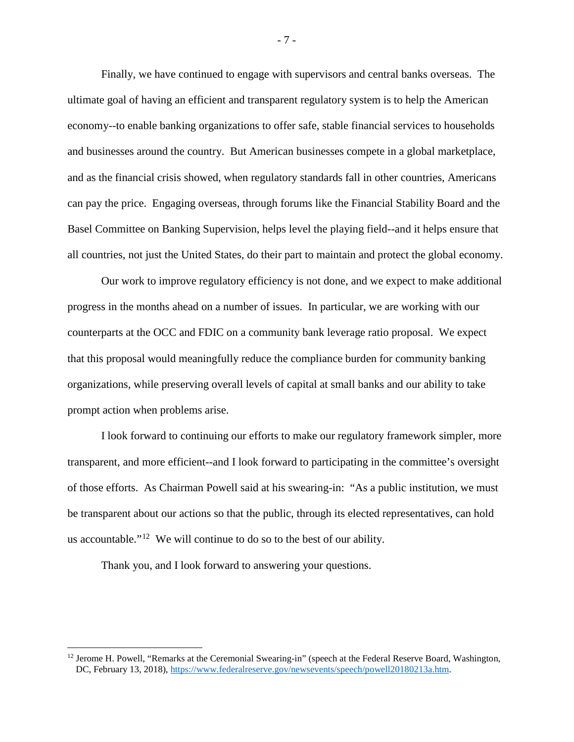Finally, we have continued to engage with supervisors and central banks overseas. The ultimate goal of having an efficient and transparent regulatory system is to help the American economy--to enable banking organizations to offer safe, stable financial services to households and businesses around the country. But American businesses compete in a global marketplace, and as the financial crisis showed, when regulatory standards fall in other countries, Americans can pay the price. Engaging overseas, through forums like the Financial Stability Board and the Basel Committee on Banking Supervision, helps level the playing field--and it helps ensure that all countries, not just the United States, do their part to maintain and protect the global economy.

Our work to improve regulatory efficiency is not done, and we expect to make additional progress in the months ahead on a number of issues. In particular, we are working with our counterparts at the OCC and FDIC on a community bank leverage ratio proposal. We expect that this proposal would meaningfully reduce the compliance burden for community banking organizations, while preserving overall levels of capital at small banks and our ability to take prompt action when problems arise.

I look forward to continuing our efforts to make our regulatory framework simpler, more transparent, and more efficient--and I look forward to participating in the committee's oversight of those efforts. As Chairman Powell said at his swearing-in: "As a public institution, we must be transparent about our actions so that the public, through its elected representatives, can hold us accountable."[12] We will continue to do so to the best of our ability.

Thank you, and I look forward to answering your questions.

---

[12] Jerome H. Powell, "Remarks at the Ceremonial Swearing-in" (speech at the Federal Reserve Board, Washington, DC, February 13, 2018), https://www.federalreserve.gov/newsevents/speech/powell20180213a.htm.